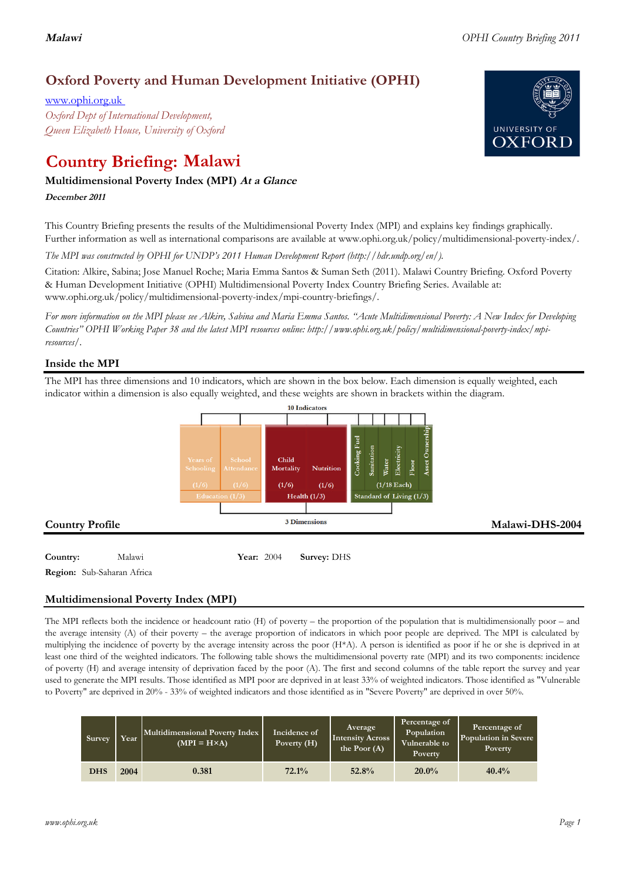# Oxford Poverty and Human Development Initiative (OPHI)

www.ophi.org.uk

*Oxford Dept of International Development, Queen Elizabeth House, University of Oxford*

# Country Briefing: Malawi

### Multidimensional Poverty Index (MPI) *At a Glance*

***December 2011***

This Country Briefing presents the results of the Multidimensional Poverty Index (MPI) and explains key findings graphically. Further information as well as international comparisons are available at www.ophi.org.uk/policy/multidimensional-poverty-index/.

*The MPI was constructed by OPHI for UNDP's 2011 Human Development Report (http://hdr.undp.org/en/).*

Citation: Alkire, Sabina; Jose Manuel Roche; Maria Emma Santos & Suman Seth (2011). Malawi Country Briefing. Oxford Poverty & Human Development Initiative (OPHI) Multidimensional Poverty Index Country Briefing Series. Available at: www.ophi.org.uk/policy/multidimensional-poverty-index/mpi-country-briefings/.

*For more information on the MPI please see Alkire, Sabina and Maria Emma Santos. "Acute Multidimensional Poverty: A New Index for Developing Countries" OPHI Working Paper 38 and the latest MPI resources online: http://www.ophi.org.uk/policy/multidimensional-poverty-index/mpi-resources/.*

## Inside the MPI

The MPI has three dimensions and 10 indicators, which are shown in the box below. Each dimension is equally weighted, each indicator within a dimension is also equally weighted, and these weights are shown in brackets within the diagram.

10 Indicators

| Education (1/3) | | Health (1/3) | | Standard of Living (1/3) | | | | | |
|---|---|---|---|---|---|---|---|---|---|
| Years of Schooling (1/6) | School Attendance (1/6) | Child Mortality (1/6) | Nutrition (1/6) | Cooking Fuel | Sanitation | Water | Electricity | Floor | Asset Ownership |
| | | | | (1/18 Each) | | | | | |

3 Dimensions

## Country Profile

**Malawi-DHS-2004**

**Country:** Malawi  **Year:** 2004  **Survey:** DHS

**Region:** Sub-Saharan Africa

## Multidimensional Poverty Index (MPI)

The MPI reflects both the incidence or headcount ratio (H) of poverty – the proportion of the population that is multidimensionally poor – and the average intensity (A) of their poverty – the average proportion of indicators in which poor people are deprived. The MPI is calculated by multiplying the incidence of poverty by the average intensity across the poor (H*A). A person is identified as poor if he or she is deprived in at least one third of the weighted indicators. The following table shows the multidimensional poverty rate (MPI) and its two components: incidence of poverty (H) and average intensity of deprivation faced by the poor (A). The first and second columns of the table report the survey and year used to generate the MPI results. Those identified as MPI poor are deprived in at least 33% of weighted indicators. Those identified as "Vulnerable to Poverty" are deprived in 20% - 33% of weighted indicators and those identified as in "Severe Poverty" are deprived in over 50%.

| Survey | Year | Multidimensional Poverty Index (MPI = H×A) | Incidence of Poverty (H) | Average Intensity Across the Poor (A) | Percentage of Population Vulnerable to Poverty | Percentage of Population in Severe Poverty |
|---|---|---|---|---|---|---|
| DHS | 2004 | 0.381 | 72.1% | 52.8% | 20.0% | 40.4% |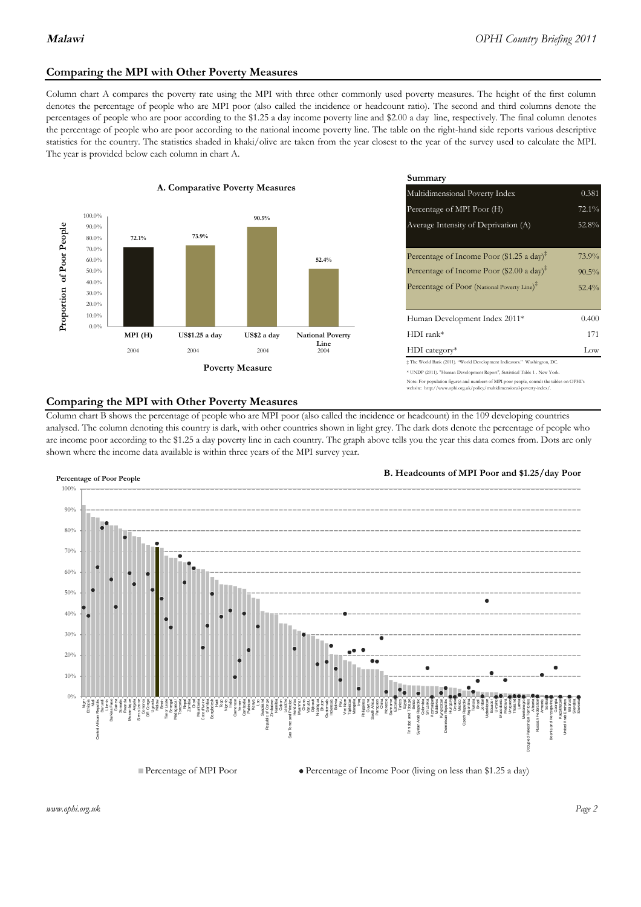## Comparing the MPI with Other Poverty Measures

Column chart A compares the poverty rate using the MPI with three other commonly used poverty measures. The height of the first column denotes the percentage of people who are MPI poor (also called the incidence or headcount ratio). The second and third columns denote the percentages of people who are poor according to the $1.25 a day income poverty line and $2.00 a day line, respectively. The final column denotes the percentage of people who are poor according to the national income poverty line. The table on the right-hand side reports various descriptive statistics for the country. The statistics shaded in khaki/olive are taken from the year closest to the year of the survey used to calculate the MPI. The year is provided below each column in chart A.

**A. Comparative Poverty Measures**

| Poverty Measure | Proportion of Poor People | Year |
|---|---|---|
| MPI (H) | 72.1% | 2004 |
| US$1.25 a day | 73.9% | 2004 |
| US$2 a day | 90.5% | 2004 |
| National Poverty Line | 52.4% | 2004 |

**Summary**

| | |
|---|---|
| Multidimensional Poverty Index | 0.381 |
| Percentage of MPI Poor (H) | 72.1% |
| Average Intensity of Deprivation (A) | 52.8% |
| Percentage of Income Poor ($1.25 a day)‡ | 73.9% |
| Percentage of Income Poor ($2.00 a day)‡ | 90.5% |
| Percentage of Poor (National Poverty Line)‡ | 52.4% |
| Human Development Index 2011* | 0.400 |
| HDI rank* | 171 |
| HDI category* | Low |

‡ The World Bank (2011). "World Development Indicators." Washington, DC.

* UNDP (2011). "Human Development Report", Statistical Table 1 . New York.

Note: For population figures and numbers of MPI poor people, consult the tables on OPHI's website: http://www.ophi.org.uk/policy/multidimensional-poverty-index/.

## Comparing the MPI with Other Poverty Measures

Column chart B shows the percentage of people who are MPI poor (also called the incidence or headcount) in the 109 developing countries analysed. The column denoting this country is dark, with other countries shown in light grey. The dark dots denote the percentage of people who are income poor according to the $1.25 a day poverty line in each country. The graph above tells you the year this data comes from. Dots are only shown where the income data available is within three years of the MPI survey year.

**B. Headcounts of MPI Poor and $1.25/day Poor**

Percentage of Poor People

■ Percentage of MPI Poor ● Percentage of Income Poor (living on less than $1.25 a day)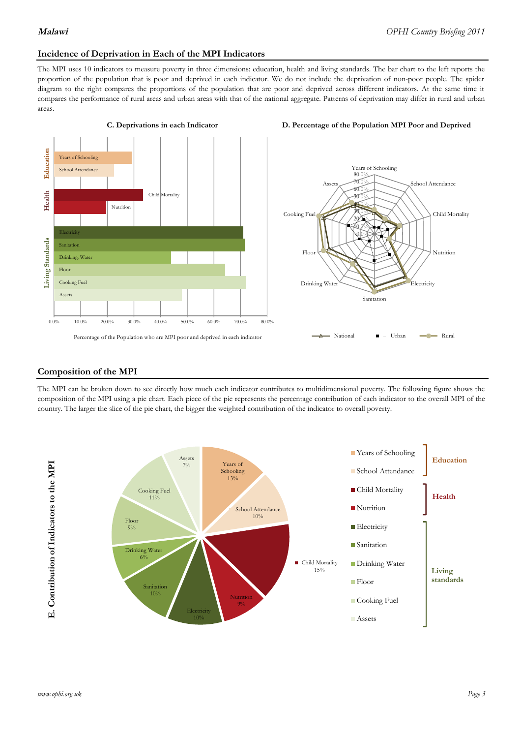## Incidence of Deprivation in Each of the MPI Indicators

The MPI uses 10 indicators to measure poverty in three dimensions: education, health and living standards. The bar chart to the left reports the proportion of the population that is poor and deprived in each indicator. We do not include the deprivation of non-poor people. The spider diagram to the right compares the proportions of the population that are poor and deprived across different indicators. At the same time it compares the performance of rural areas and urban areas with that of the national aggregate. Patterns of deprivation may differ in rural and urban areas.

**C. Deprivations in each Indicator**

Percentage of the Population who are MPI poor and deprived in each indicator

**D. Percentage of the Population MPI Poor and Deprived**

## Composition of the MPI

The MPI can be broken down to see directly how much each indicator contributes to multidimensional poverty. The following figure shows the composition of the MPI using a pie chart. Each piece of the pie represents the percentage contribution of each indicator to the overall MPI of the country. The larger the slice of the pie chart, the bigger the weighted contribution of the indicator to overall poverty.

**E. Contribution of Indicators to the MPI**

| Dimension | Indicator | Contribution |
|---|---|---|
| Education | Years of Schooling | 13% |
| | School Attendance | 10% |
| Health | Child Mortality | 15% |
| | Nutrition | 9% |
| Living standards | Electricity | 10% |
| | Sanitation | 10% |
| | Drinking Water | 6% |
| | Floor | 9% |
| | Cooking Fuel | 11% |
| | Assets | 7% |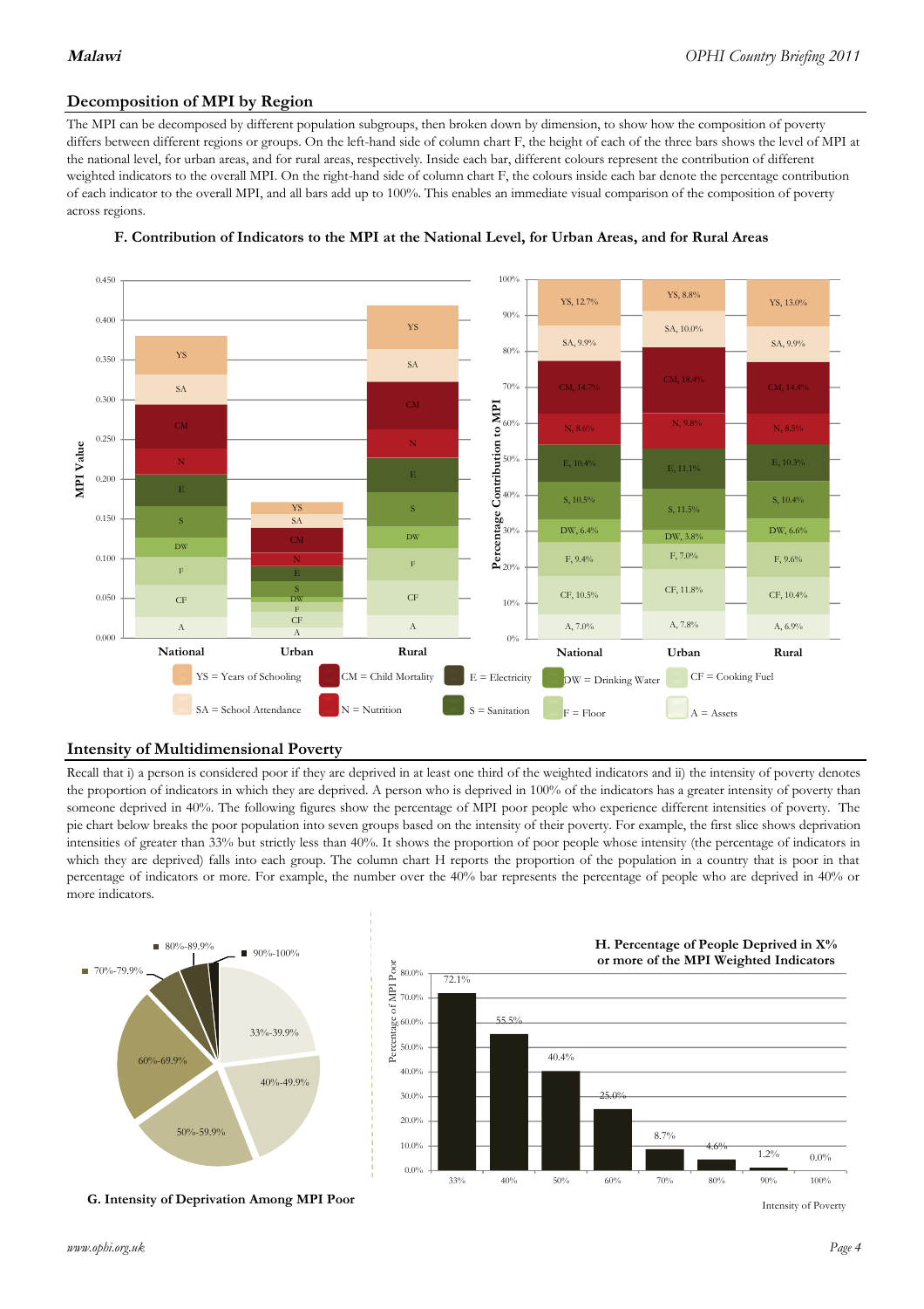## Decomposition of MPI by Region

The MPI can be decomposed by different population subgroups, then broken down by dimension, to show how the composition of poverty differs between different regions or groups. On the left-hand side of column chart F, the height of each of the three bars shows the level of MPI at the national level, for urban areas, and for rural areas, respectively. Inside each bar, different colours represent the contribution of different weighted indicators to the overall MPI. On the right-hand side of column chart F, the colours inside each bar denote the percentage contribution of each indicator to the overall MPI, and all bars add up to 100%. This enables an immediate visual comparison of the composition of poverty across regions.

**F. Contribution of Indicators to the MPI at the National Level, for Urban Areas, and for Rural Areas**

Percentage Contribution to MPI:

| Indicator | National | Urban | Rural |
|---|---|---|---|
| YS | 12.7% | 8.8% | 13.0% |
| SA | 9.9% | 10.0% | 9.9% |
| CM | 14.7% | 18.4% | 14.4% |
| N | 8.6% | 9.8% | 8.5% |
| E | 10.4% | 11.1% | 10.3% |
| S | 10.5% | 11.5% | 10.4% |
| DW | 6.4% | 3.8% | 6.6% |
| F | 9.4% | 7.0% | 9.6% |
| CF | 10.5% | 11.8% | 10.4% |
| A | 7.0% | 7.8% | 6.9% |

YS = Years of Schooling; SA = School Attendance; CM = Child Mortality; N = Nutrition; E = Electricity; S = Sanitation; DW = Drinking Water; F = Floor; CF = Cooking Fuel; A = Assets

## Intensity of Multidimensional Poverty

Recall that i) a person is considered poor if they are deprived in at least one third of the weighted indicators and ii) the intensity of poverty denotes the proportion of indicators in which they are deprived. A person who is deprived in 100% of the indicators has a greater intensity of poverty than someone deprived in 40%. The following figures show the percentage of MPI poor people who experience different intensities of poverty. The pie chart below breaks the poor population into seven groups based on the intensity of their poverty. For example, the first slice shows deprivation intensities of greater than 33% but strictly less than 40%. It shows the proportion of poor people whose intensity (the percentage of indicators in which they are deprived) falls into each group. The column chart H reports the proportion of the population in a country that is poor in that percentage of indicators or more. For example, the number over the 40% bar represents the percentage of people who are deprived in 40% or more indicators.

**G. Intensity of Deprivation Among MPI Poor**

**H. Percentage of People Deprived in X% or more of the MPI Weighted Indicators**

| Intensity of Poverty | Percentage of MPI Poor |
|---|---|
| 33% | 72.1% |
| 40% | 55.5% |
| 50% | 40.4% |
| 60% | 25.0% |
| 70% | 8.7% |
| 80% | 4.6% |
| 90% | 1.2% |
| 100% | 0.0% |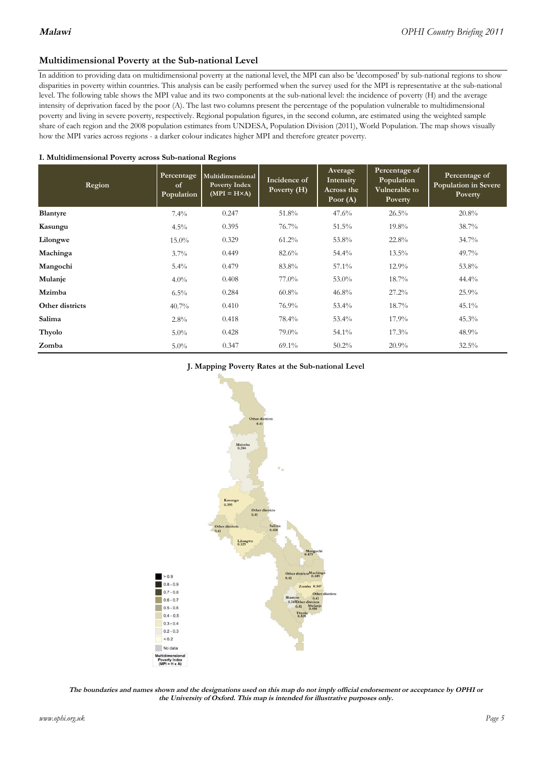## Multidimensional Poverty at the Sub-national Level

In addition to providing data on multidimensional poverty at the national level, the MPI can also be 'decomposed' by sub-national regions to show disparities in poverty within countries. This analysis can be easily performed when the survey used for the MPI is representative at the sub-national level. The following table shows the MPI value and its two components at the sub-national level: the incidence of poverty (H) and the average intensity of deprivation faced by the poor (A). The last two columns present the percentage of the population vulnerable to multidimensional poverty and living in severe poverty, respectively. Regional population figures, in the second column, are estimated using the weighted sample share of each region and the 2008 population estimates from UNDESA, Population Division (2011), World Population. The map shows visually how the MPI varies across regions - a darker colour indicates higher MPI and therefore greater poverty.

**I. Multidimensional Poverty across Sub-national Regions**

| Region | Percentage of Population | Multidimensional Poverty Index (MPI = H×A) | Incidence of Poverty (H) | Average Intensity Across the Poor (A) | Percentage of Population Vulnerable to Poverty | Percentage of Population in Severe Poverty |
|---|---|---|---|---|---|---|
| **Blantyre** | 7.4% | 0.247 | 51.8% | 47.6% | 26.5% | 20.8% |
| **Kasungu** | 4.5% | 0.395 | 76.7% | 51.5% | 19.8% | 38.7% |
| **Lilongwe** | 15.0% | 0.329 | 61.2% | 53.8% | 22.8% | 34.7% |
| **Machinga** | 3.7% | 0.449 | 82.6% | 54.4% | 13.5% | 49.7% |
| **Mangochi** | 5.4% | 0.479 | 83.8% | 57.1% | 12.9% | 53.8% |
| **Mulanje** | 4.0% | 0.408 | 77.0% | 53.0% | 18.7% | 44.4% |
| **Mzimba** | 6.5% | 0.284 | 60.8% | 46.8% | 27.2% | 25.9% |
| **Other districts** | 40.7% | 0.410 | 76.9% | 53.4% | 18.7% | 45.1% |
| **Salima** | 2.8% | 0.418 | 78.4% | 53.4% | 17.9% | 45.3% |
| **Thyolo** | 5.0% | 0.428 | 79.0% | 54.1% | 17.3% | 48.9% |
| **Zomba** | 5.0% | 0.347 | 69.1% | 50.2% | 20.9% | 32.5% |

**J. Mapping Poverty Rates at the Sub-national Level**

Other districts 0.41
Mzimba 0.284
Kasungu 0.395
Other districts 0.41
Other districts 0.41
Salima 0.418
Lilongwe 0.329
Mangochi 0.479
Other districts 0.41
Machinga 0.449
Zomba 0.347
Other districts 0.41
Blantyre 0.247
Other districts 0.41
Mulanje 0.408
Thyolo 0.428

> 0.9
0.8 - 0.9
0.7 - 0.8
0.6 - 0.7
0.5 - 0.6
0.4 - 0.5
0.3 - 0.4
0.2 - 0.3
< 0.2
No data
Multidimensional Poverty Index (MPI = H x A)

***The boundaries and names shown and the designations used on this map do not imply official endorsement or acceptance by OPHI or the University of Oxford. This map is intended for illustrative purposes only.***